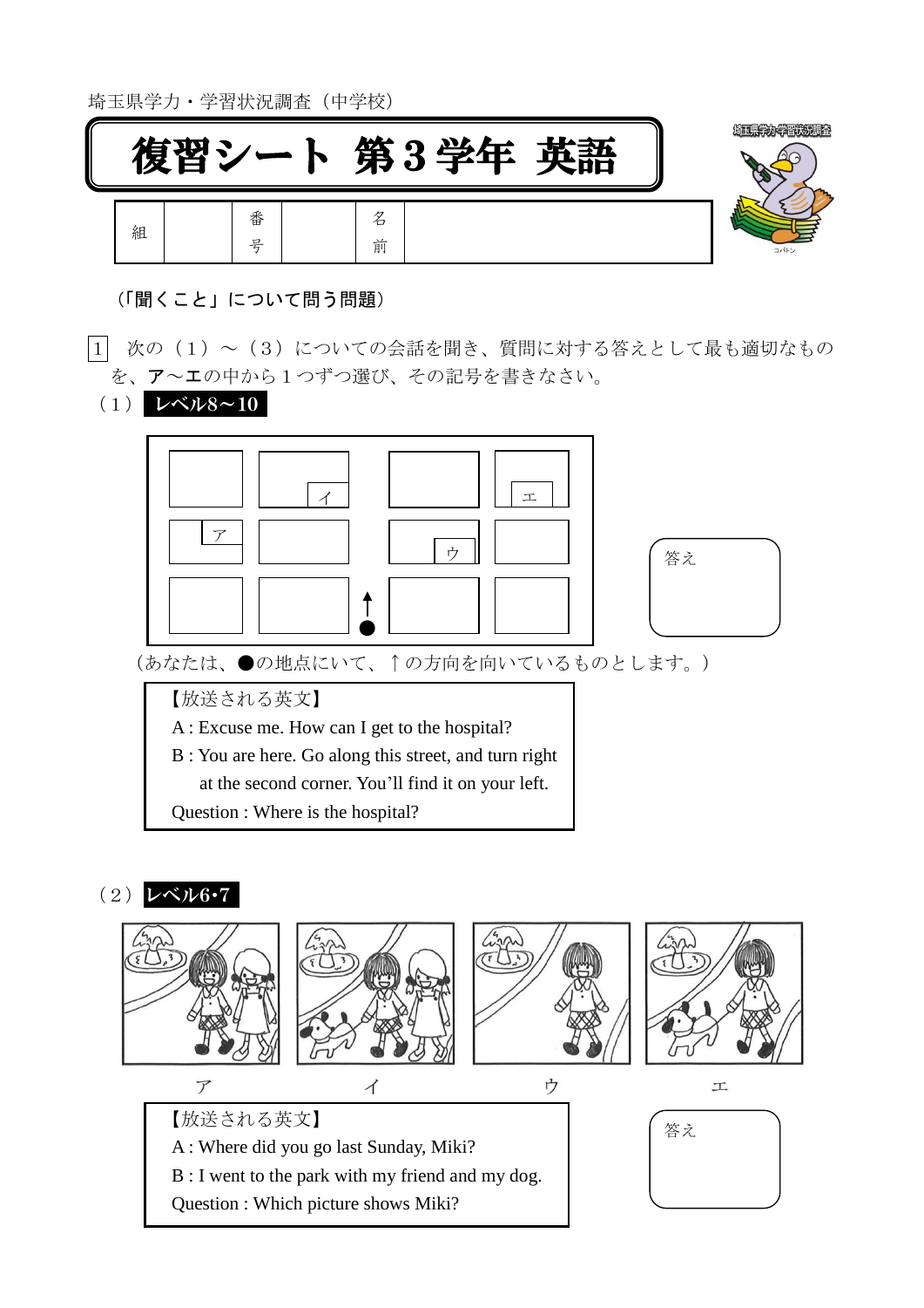埼玉県学力・学習状況調査（中学校）

# 復習シート 第３学年 英語

| 組 | | 番号 | | 名前 | |
|---|---|---|---|---|---|

（「聞くこと」について問う問題）

1　次の（１）～（３）についての会話を聞き、質問に対する答えとして最も適切なものを、**ア**～**エ**の中から１つずつ選び、その記号を書きなさい。

（１）**レベル8～10**

ア　イ　ウ　エ

答え

（あなたは、●の地点にいて、↑の方向を向いているものとします。）

【放送される英文】

A : Excuse me. How can I get to the hospital?

B : You are here. Go along this street, and turn right at the second corner. You'll find it on your left.

Question : Where is the hospital?

（２）**レベル6･7**

ア　イ　ウ　エ

【放送される英文】

A : Where did you go last Sunday, Miki?

B : I went to the park with my friend and my dog.

Question : Which picture shows Miki?

答え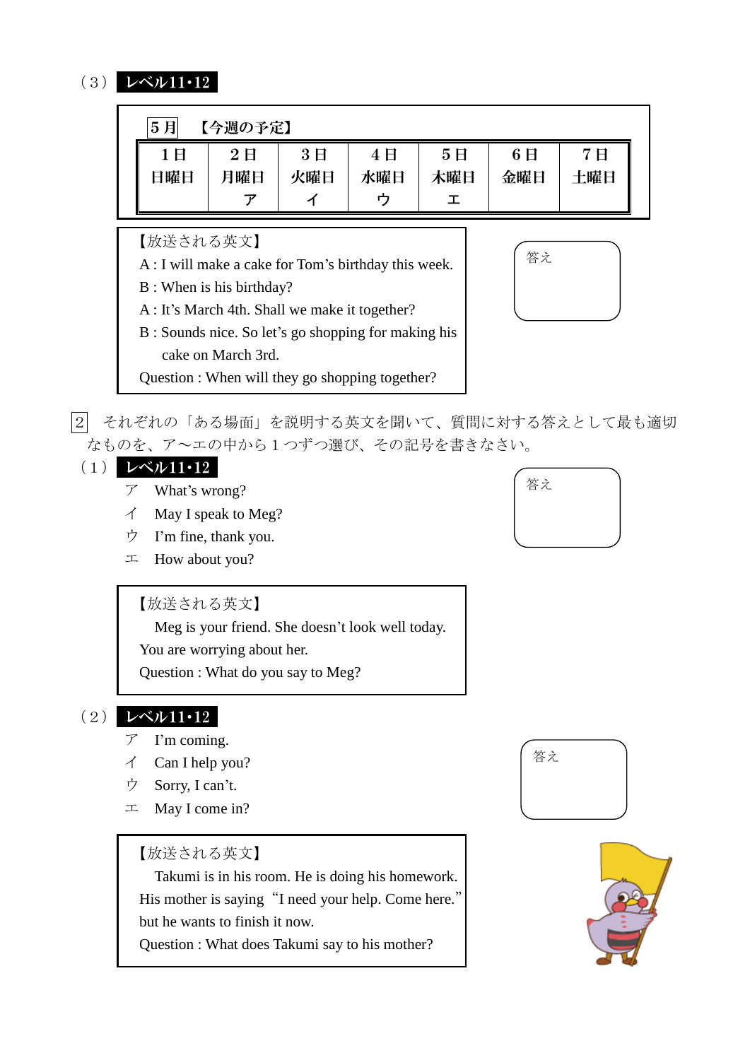（3） **レベル11・12**

5月 【今週の予定】

| 1日 日曜日 | 2日 月曜日 | 3日 火曜日 | 4日 水曜日 | 5日 木曜日 | 6日 金曜日 | 7日 土曜日 |
|---|---|---|---|---|---|---|
| | ア | イ | ウ | エ | | |

【放送される英文】
A : I will make a cake for Tom's birthday this week.
B : When is his birthday?
A : It's March 4th. Shall we make it together?
B : Sounds nice. So let's go shopping for making his cake on March 3rd.
Question : When will they go shopping together?

答え

2 それぞれの「ある場面」を説明する英文を聞いて、質問に対する答えとして最も適切なものを、ア～エの中から１つずつ選び、その記号を書きなさい。

（1） **レベル11・12**

ア What's wrong?
イ May I speak to Meg?
ウ I'm fine, thank you.
エ How about you?

答え

【放送される英文】
Meg is your friend. She doesn't look well today. You are worrying about her.
Question : What do you say to Meg?

（2） **レベル11・12**

ア I'm coming.
イ Can I help you?
ウ Sorry, I can't.
エ May I come in?

答え

【放送される英文】
Takumi is in his room. He is doing his homework. His mother is saying "I need your help. Come here." but he wants to finish it now.
Question : What does Takumi say to his mother?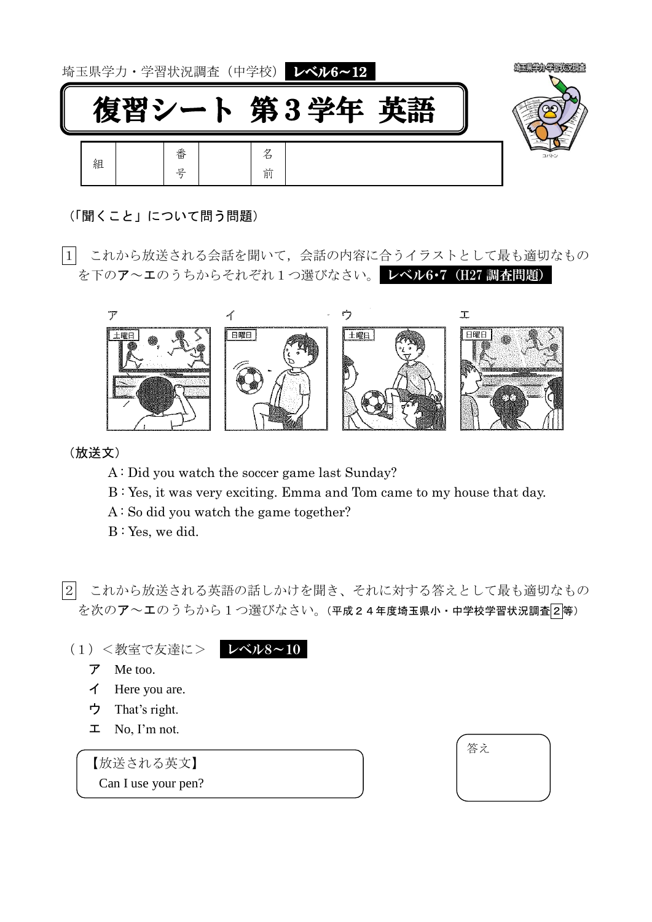埼玉県学力・学習状況調査（中学校） **レベル6～12**

# 復習シート 第３学年 英語

| 組 | | 番号 | | 名前 | |
|---|---|---|---|---|---|

（「聞くこと」について問う問題）

1　これから放送される会話を聞いて，会話の内容に合うイラストとして最も適切なものを下の**ア**～**エ**のうちからそれぞれ１つ選びなさい。 **レベル6･7（H27 調査問題）**

ア　　　イ　　　ウ　　　エ

（放送文）

A : Did you watch the soccer game last Sunday?
B : Yes, it was very exciting. Emma and Tom came to my house that day.
A : So did you watch the game together?
B : Yes, we did.

2　これから放送される英語の話しかけを聞き、それに対する答えとして最も適切なものを次の**ア**～**エ**のうちから１つ選びなさい。（平成２４年度埼玉県小・中学校学習状況調査2等）

（1）＜教室で友達に＞ **レベル8～10**

**ア**　Me too.
**イ**　Here you are.
**ウ**　That's right.
**エ**　No, I'm not.

【放送される英文】
Can I use your pen?

答え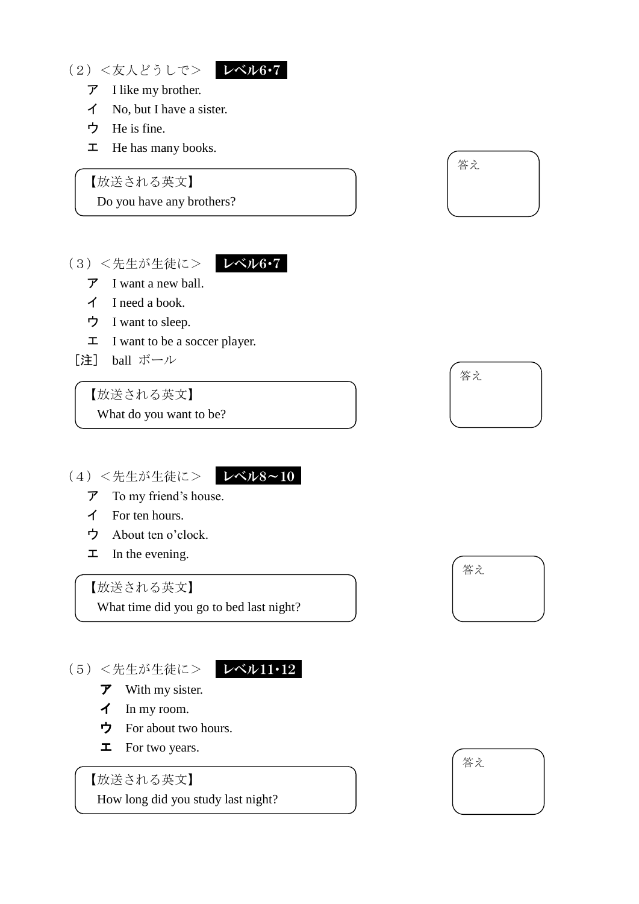（２）＜友人どうしで＞ **レベル6･7**

ア　I like my brother.
イ　No, but I have a sister.
ウ　He is fine.
エ　He has many books.

【放送される英文】
Do you have any brothers?

答え

（３）＜先生が生徒に＞ **レベル6･7**

ア　I want a new ball.
イ　I need a book.
ウ　I want to sleep.
エ　I want to be a soccer player.
［注］ ball　ボール

【放送される英文】
What do you want to be?

答え

（４）＜先生が生徒に＞ **レベル8～10**

ア　To my friend's house.
イ　For ten hours.
ウ　About ten o'clock.
エ　In the evening.

【放送される英文】
What time did you go to bed last night?

答え

（５）＜先生が生徒に＞ **レベル11･12**

ア　With my sister.
イ　In my room.
ウ　For about two hours.
エ　For two years.

【放送される英文】
How long did you study last night?

答え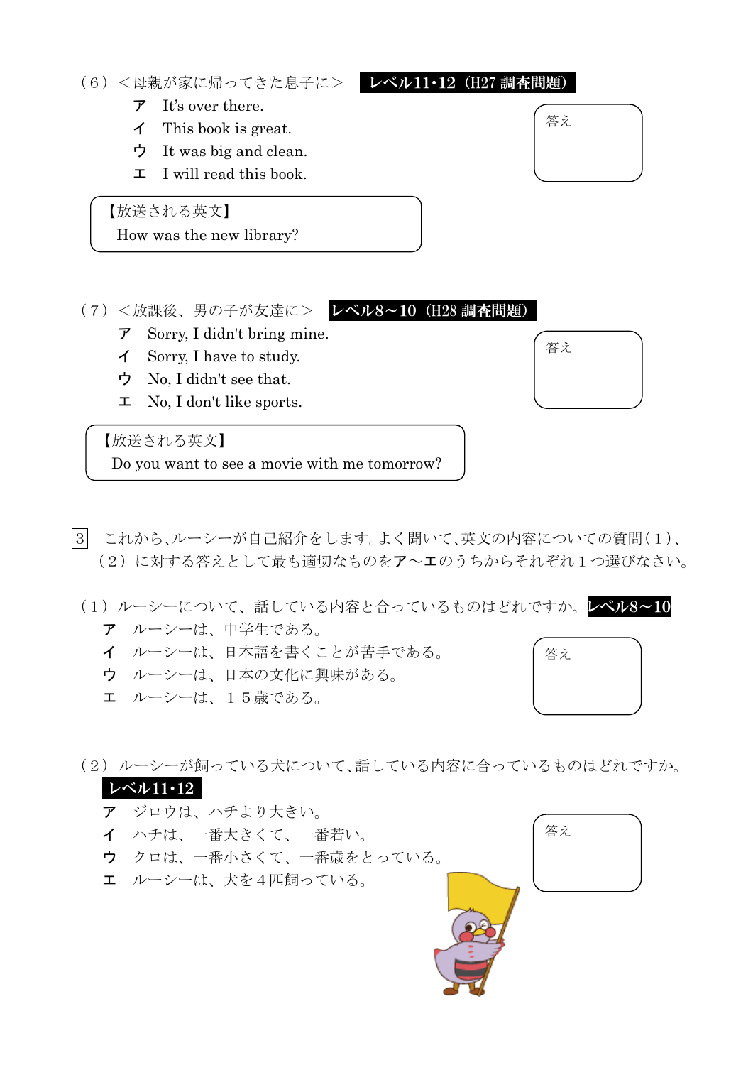（６）＜母親が家に帰ってきた息子に＞ **レベル11･12（H27 調査問題）**

ア　It's over there.
イ　This book is great.
ウ　It was big and clean.
エ　I will read this book.

答え

【放送される英文】
How was the new library?

（７）＜放課後、男の子が友達に＞ **レベル8～10（H28 調査問題）**

ア　Sorry, I didn't bring mine.
イ　Sorry, I have to study.
ウ　No, I didn't see that.
エ　No, I don't like sports.

答え

【放送される英文】
Do you want to see a movie with me tomorrow?

3　これから、ルーシーが自己紹介をします。よく聞いて、英文の内容についての質問（１）、（２）に対する答えとして最も適切なものを**ア**～**エ**のうちからそれぞれ１つ選びなさい。

（１）ルーシーについて、話している内容と合っているものはどれですか。**レベル8～10**

**ア**　ルーシーは、中学生である。
**イ**　ルーシーは、日本語を書くことが苦手である。
**ウ**　ルーシーは、日本の文化に興味がある。
**エ**　ルーシーは、１５歳である。

答え

（２）ルーシーが飼っている犬について、話している内容に合っているものはどれですか。
**レベル11･12**

**ア**　ジロウは、ハチより大きい。
**イ**　ハチは、一番大きくて、一番若い。
**ウ**　クロは、一番小さくて、一番歳をとっている。
**エ**　ルーシーは、犬を４匹飼っている。

答え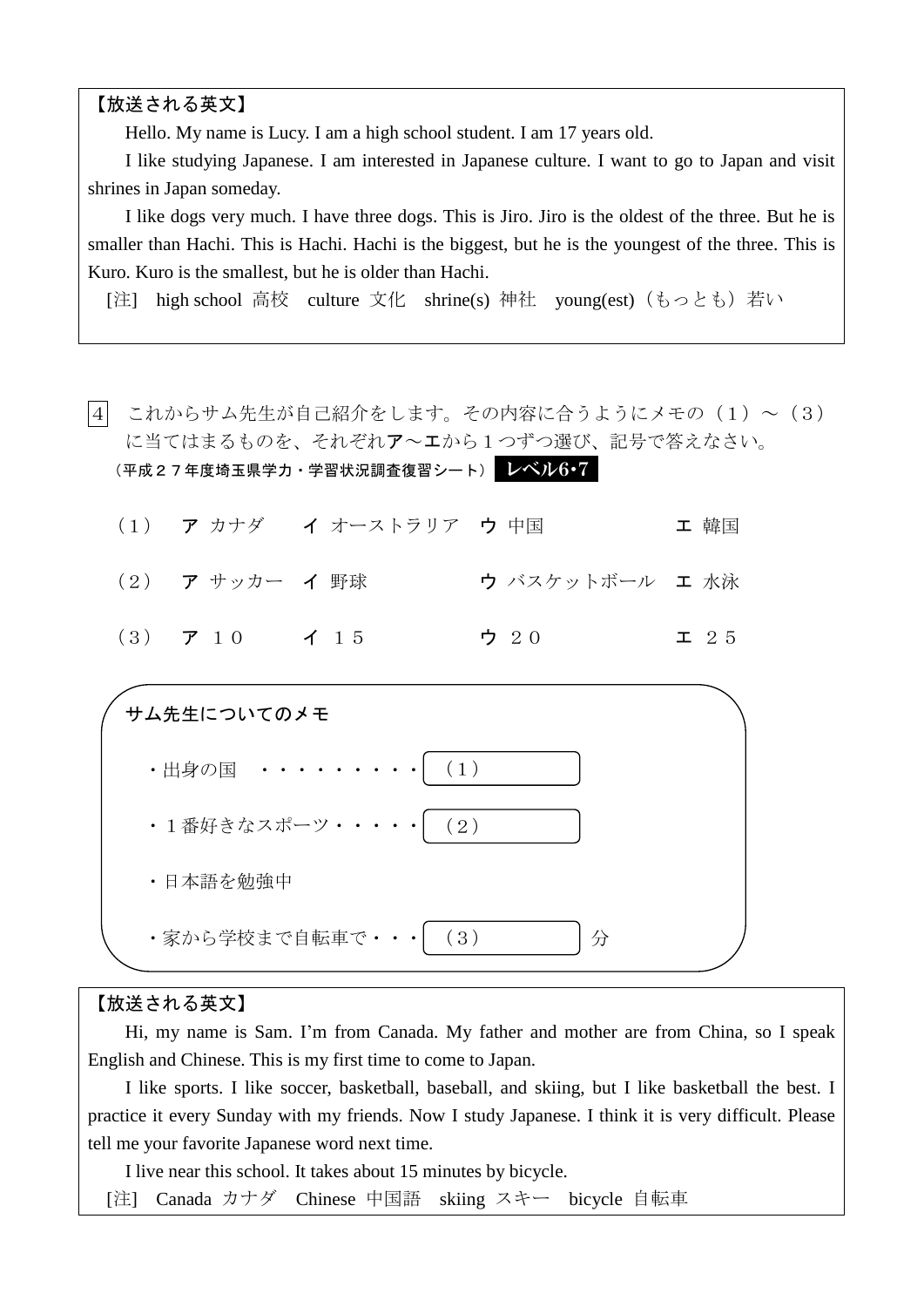【放送される英文】

Hello. My name is Lucy. I am a high school student. I am 17 years old.

I like studying Japanese. I am interested in Japanese culture. I want to go to Japan and visit shrines in Japan someday.

I like dogs very much. I have three dogs. This is Jiro. Jiro is the oldest of the three. But he is smaller than Hachi. This is Hachi. Hachi is the biggest, but he is the youngest of the three. This is Kuro. Kuro is the smallest, but he is older than Hachi.

[注] high school 高校　culture 文化　shrine(s) 神社　young(est)（もっとも）若い

4　これからサム先生が自己紹介をします。その内容に合うようにメモの（1）～（3）に当てはまるものを、それぞれ**ア**～**エ**から１つずつ選び、記号で答えなさい。

（平成２７年度埼玉県学力・学習状況調査復習シート）**レベル6･7**

（1）　**ア** カナダ　**イ** オーストラリア　**ウ** 中国　**エ** 韓国

（2）　**ア** サッカー　**イ** 野球　**ウ** バスケットボール　**エ** 水泳

（3）　**ア** １０　**イ** １５　**ウ** ２０　**エ** ２５

**サム先生についてのメモ**

- 出身の国　・・・・・・・・・・（1）
- １番好きなスポーツ・・・・・（2）
- 日本語を勉強中
- 家から学校まで自転車で・・・（3）分

【放送される英文】

Hi, my name is Sam. I'm from Canada. My father and mother are from China, so I speak English and Chinese. This is my first time to come to Japan.

I like sports. I like soccer, basketball, baseball, and skiing, but I like basketball the best. I practice it every Sunday with my friends. Now I study Japanese. I think it is very difficult. Please tell me your favorite Japanese word next time.

I live near this school. It takes about 15 minutes by bicycle.

[注] Canada カナダ　Chinese 中国語　skiing スキー　bicycle 自転車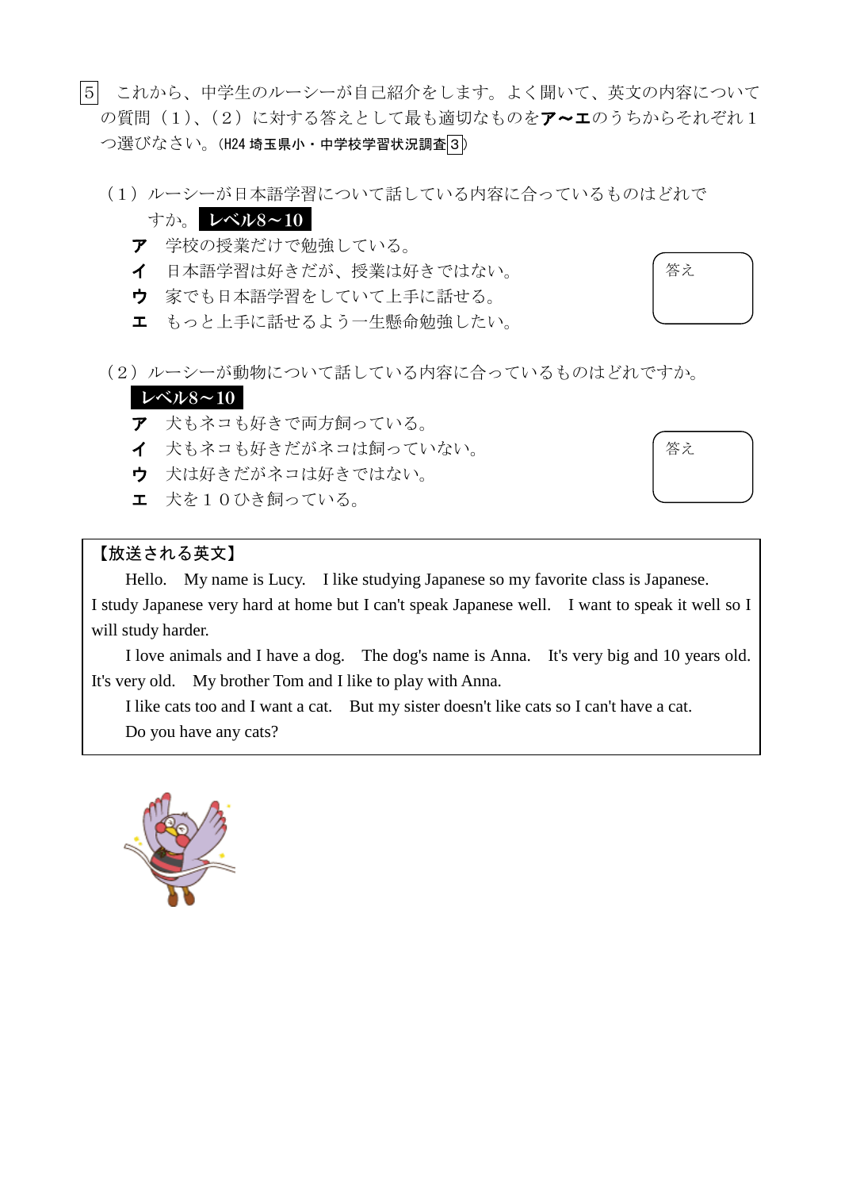5　これから、中学生のルーシーが自己紹介をします。よく聞いて、英文の内容についての質問（1）、（2）に対する答えとして最も適切なものを**ア～エ**のうちからそれぞれ１つ選びなさい。（H24 埼玉県小・中学校学習状況調査3）

（1）ルーシーが日本語学習について話している内容に合っているものはどれですか。 **レベル8～10**

**ア**　学校の授業だけで勉強している。
**イ**　日本語学習は好きだが、授業は好きではない。
**ウ**　家でも日本語学習をしていて上手に話せる。
**エ**　もっと上手に話せるよう一生懸命勉強したい。

答え

（2）ルーシーが動物について話している内容に合っているものはどれですか。
**レベル8～10**

**ア**　犬もネコも好きで両方飼っている。
**イ**　犬もネコも好きだがネコは飼っていない。
**ウ**　犬は好きだがネコは好きではない。
**エ**　犬を１０ぴき飼っている。

答え

【放送される英文】

Hello.　My name is Lucy.　I like studying Japanese so my favorite class is Japanese. I study Japanese very hard at home but I can't speak Japanese well.　I want to speak it well so I will study harder.

I love animals and I have a dog.　The dog's name is Anna.　It's very big and 10 years old. It's very old.　My brother Tom and I like to play with Anna.

I like cats too and I want a cat.　But my sister doesn't like cats so I can't have a cat.
Do you have any cats?